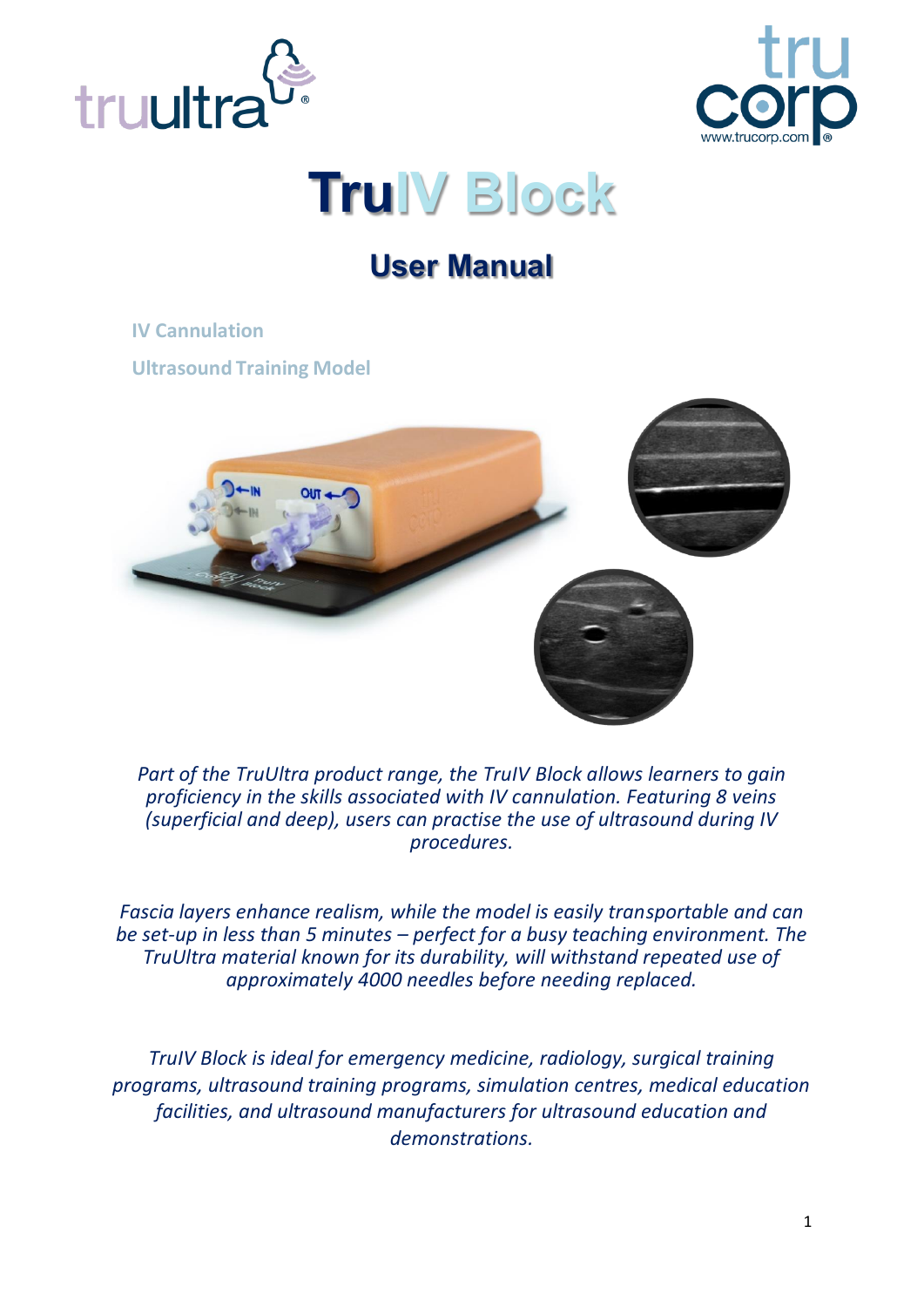# TruIV Block

## User Manual

**IV Cannulation**

**Ultrasound Training Model**

*Part of the TruUltra product range, the TruIV Block allows learners to gain proficiency in the skills associated with IV cannulation. Featuring 8 veins (superficial and deep), users can practise the use of ultrasound during IV procedures.*

*Fascia layers enhance realism, while the model is easily transportable and can be set-up in less than 5 minutes – perfect for a busy teaching environment. The TruUltra material known for its durability, will withstand repeated use of approximately 4000 needles before needing replaced.*

*TruIV Block is ideal for emergency medicine, radiology, surgical training programs, ultrasound training programs, simulation centres, medical education facilities, and ultrasound manufacturers for ultrasound education and demonstrations.*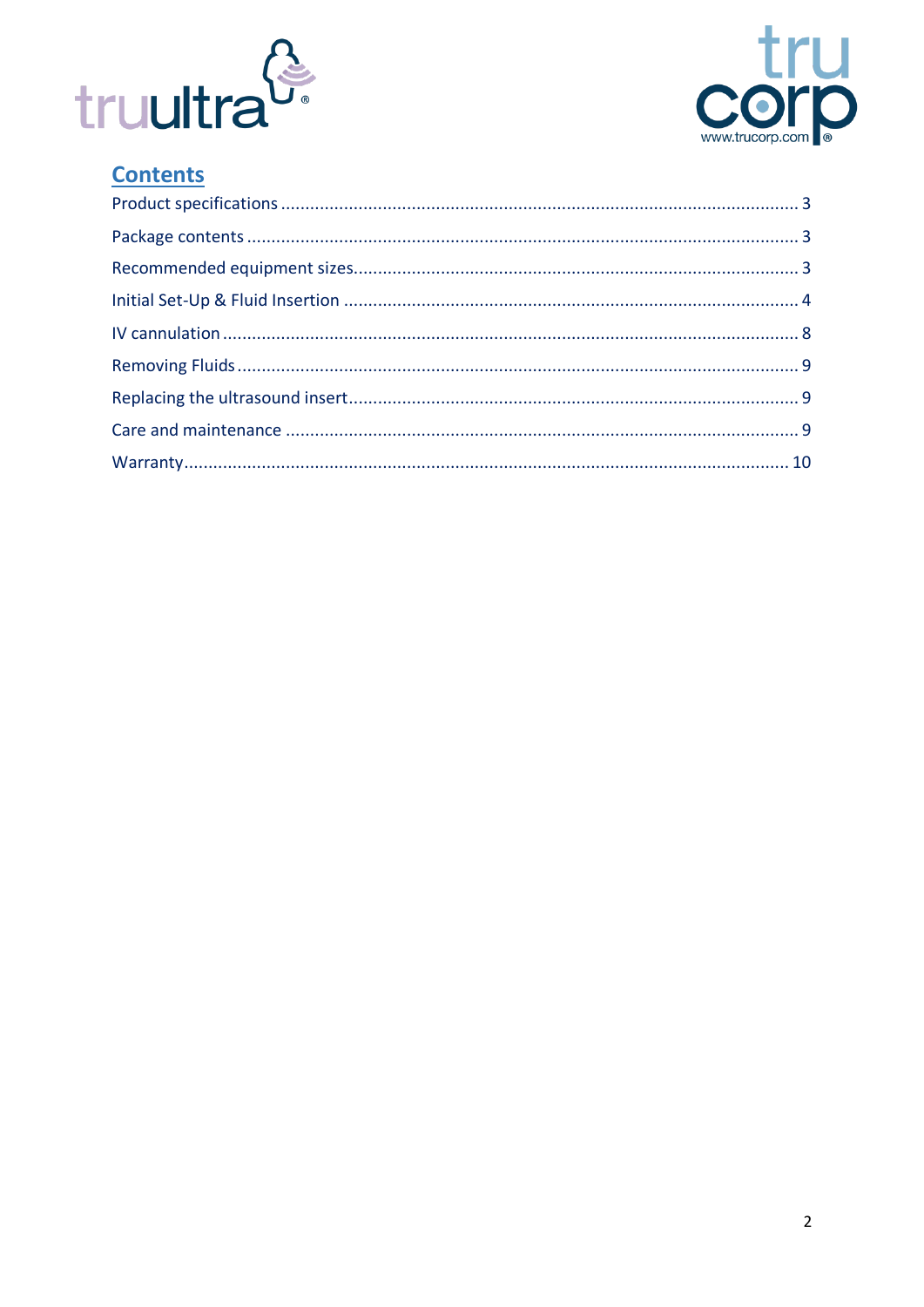## Contents

Product specifications ........................................................................................................ 3

Package contents ................................................................................................................ 3

Recommended equipment sizes.......................................................................................... 3

Initial Set-Up & Fluid Insertion ............................................................................................ 4

IV cannulation ...................................................................................................................... 8

Removing Fluids ................................................................................................................... 9

Replacing the ultrasound insert............................................................................................ 9

Care and maintenance ......................................................................................................... 9

Warranty............................................................................................................................ 10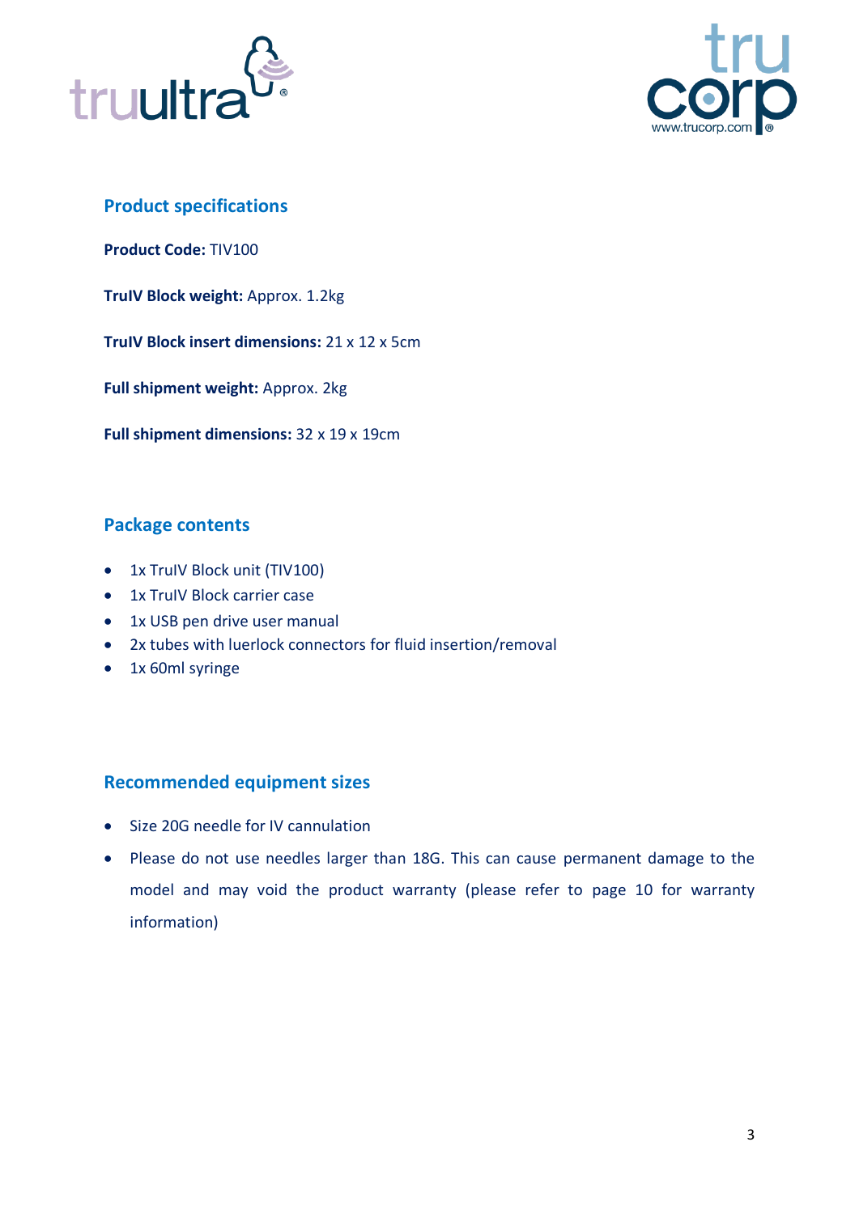## Product specifications

**Product Code:** TIV100

**TruIV Block weight:** Approx. 1.2kg

**TruIV Block insert dimensions:** 21 x 12 x 5cm

**Full shipment weight:** Approx. 2kg

**Full shipment dimensions:** 32 x 19 x 19cm

## Package contents

- 1x TruIV Block unit (TIV100)
- 1x TruIV Block carrier case
- 1x USB pen drive user manual
- 2x tubes with luerlock connectors for fluid insertion/removal
- 1x 60ml syringe

## Recommended equipment sizes

- Size 20G needle for IV cannulation
- Please do not use needles larger than 18G. This can cause permanent damage to the model and may void the product warranty (please refer to page 10 for warranty information)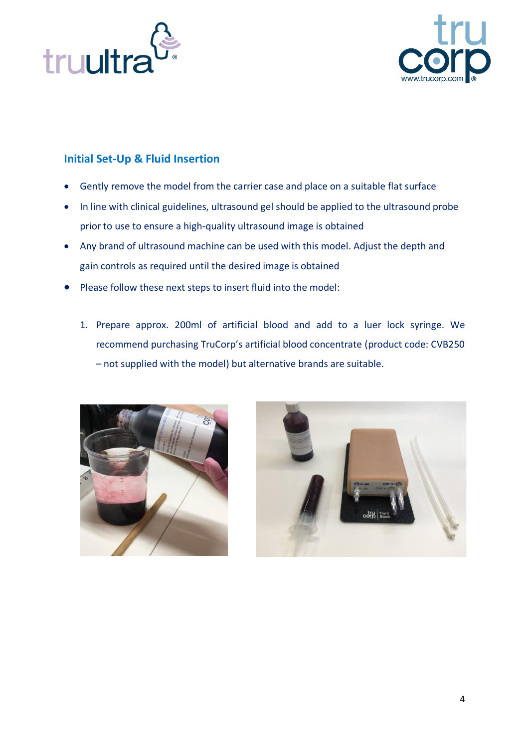## Initial Set-Up & Fluid Insertion

- Gently remove the model from the carrier case and place on a suitable flat surface
- In line with clinical guidelines, ultrasound gel should be applied to the ultrasound probe prior to use to ensure a high-quality ultrasound image is obtained
- Any brand of ultrasound machine can be used with this model. Adjust the depth and gain controls as required until the desired image is obtained
- Please follow these next steps to insert fluid into the model:

1. Prepare approx. 200ml of artificial blood and add to a luer lock syringe. We recommend purchasing TruCorp's artificial blood concentrate (product code: CVB250 – not supplied with the model) but alternative brands are suitable.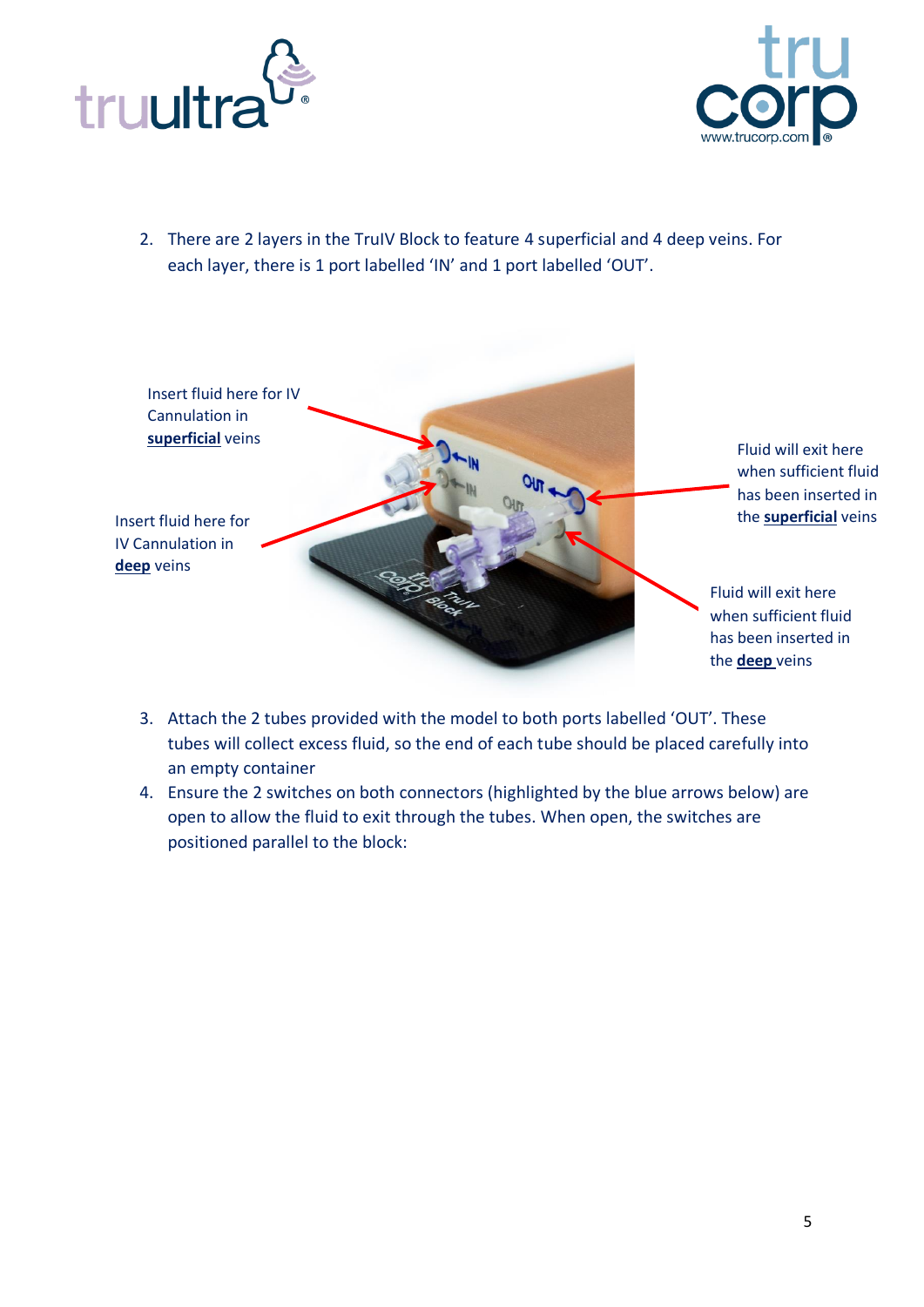2. There are 2 layers in the TruIV Block to feature 4 superficial and 4 deep veins. For each layer, there is 1 port labelled ‘IN’ and 1 port labelled ‘OUT’.

Insert fluid here for IV Cannulation in **superficial** veins

Insert fluid here for IV Cannulation in **deep** veins

Fluid will exit here when sufficient fluid has been inserted in the **superficial** veins

Fluid will exit here when sufficient fluid has been inserted in the **deep** veins

3. Attach the 2 tubes provided with the model to both ports labelled ‘OUT’. These tubes will collect excess fluid, so the end of each tube should be placed carefully into an empty container
4. Ensure the 2 switches on both connectors (highlighted by the blue arrows below) are open to allow the fluid to exit through the tubes. When open, the switches are positioned parallel to the block: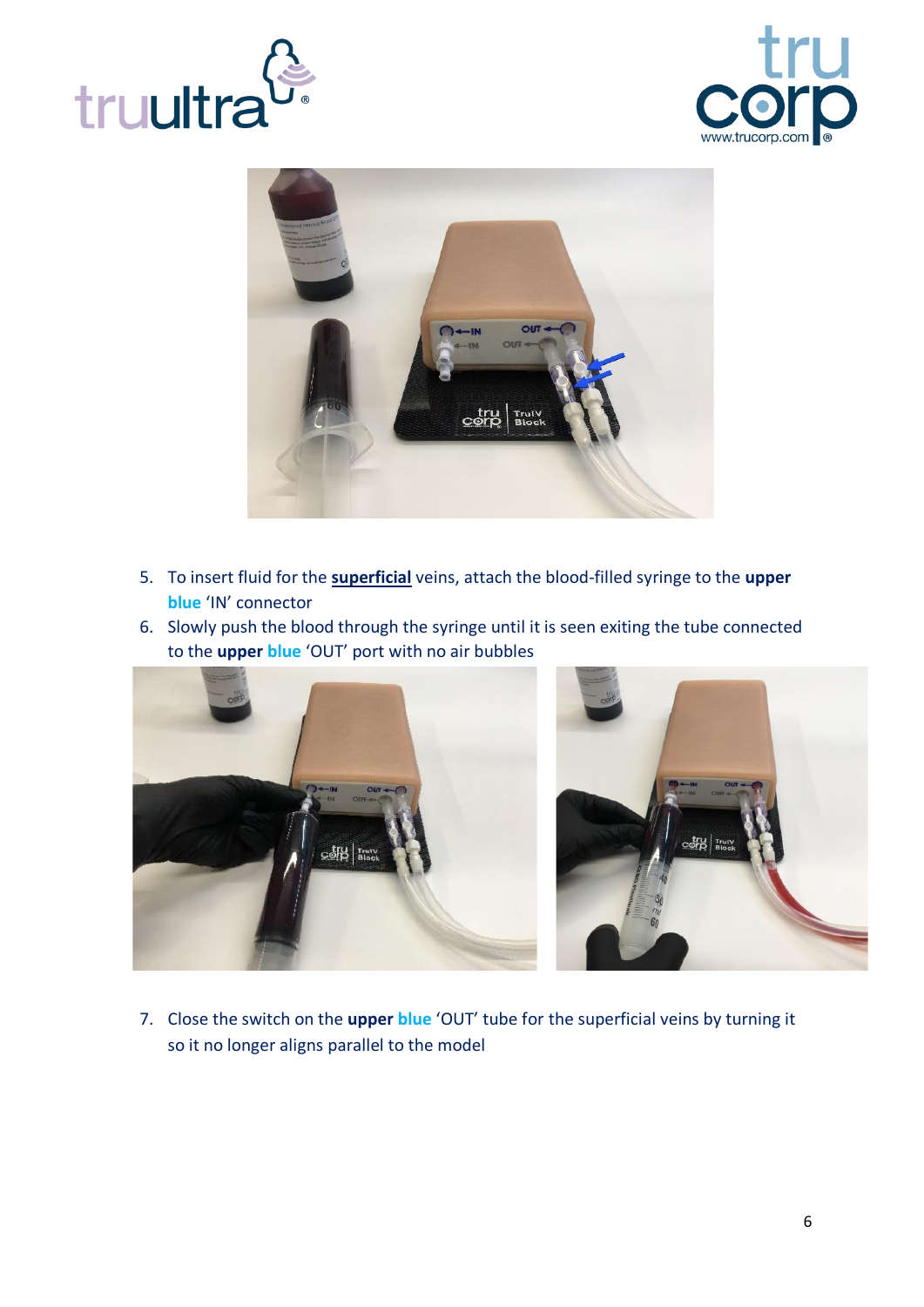5. To insert fluid for the **superficial** veins, attach the blood-filled syringe to the **upper blue** 'IN' connector
6. Slowly push the blood through the syringe until it is seen exiting the tube connected to the **upper blue** 'OUT' port with no air bubbles
7. Close the switch on the **upper blue** 'OUT' tube for the superficial veins by turning it so it no longer aligns parallel to the model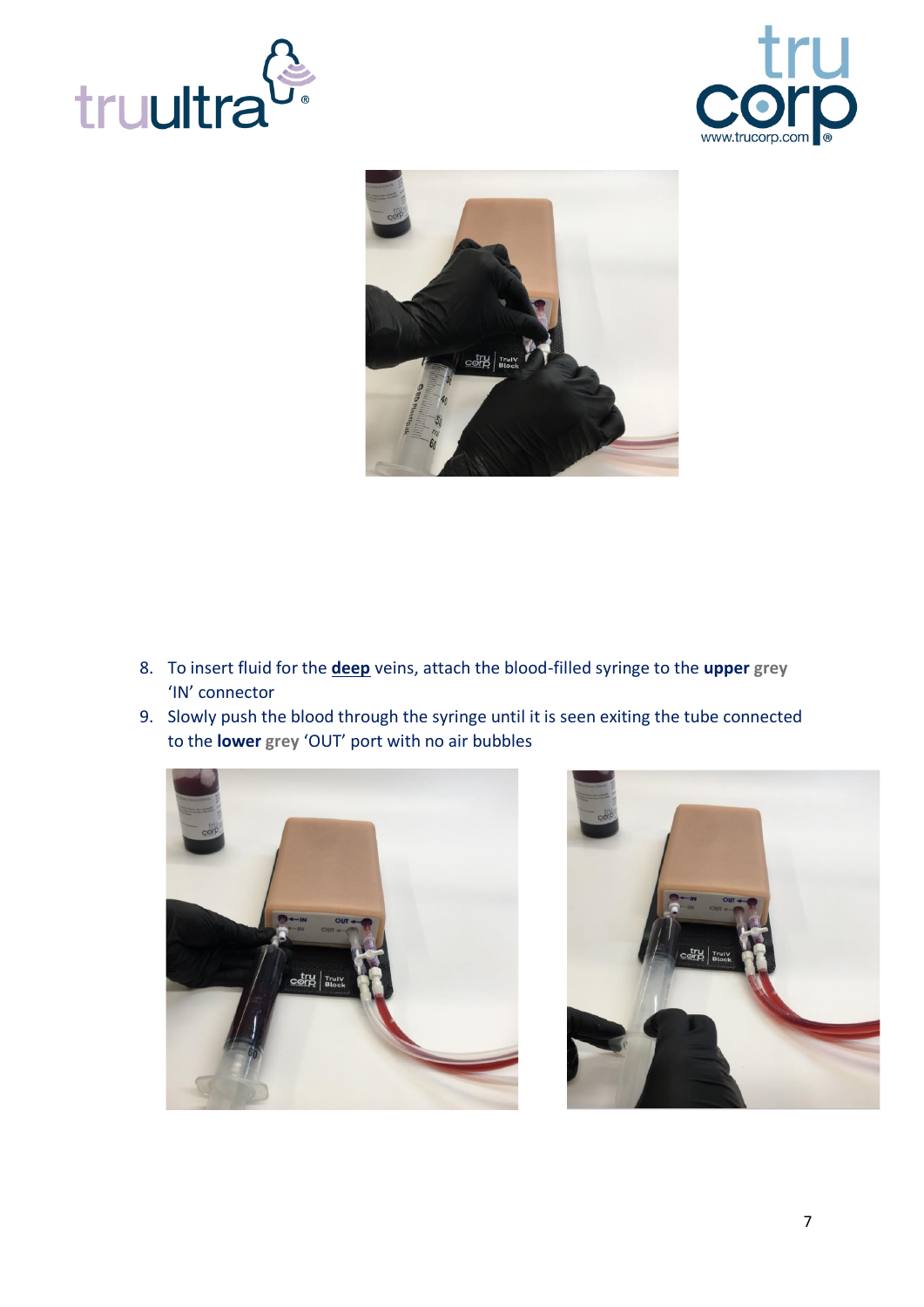8. To insert fluid for the **deep** veins, attach the blood-filled syringe to the **upper** grey 'IN' connector
9. Slowly push the blood through the syringe until it is seen exiting the tube connected to the **lower** grey 'OUT' port with no air bubbles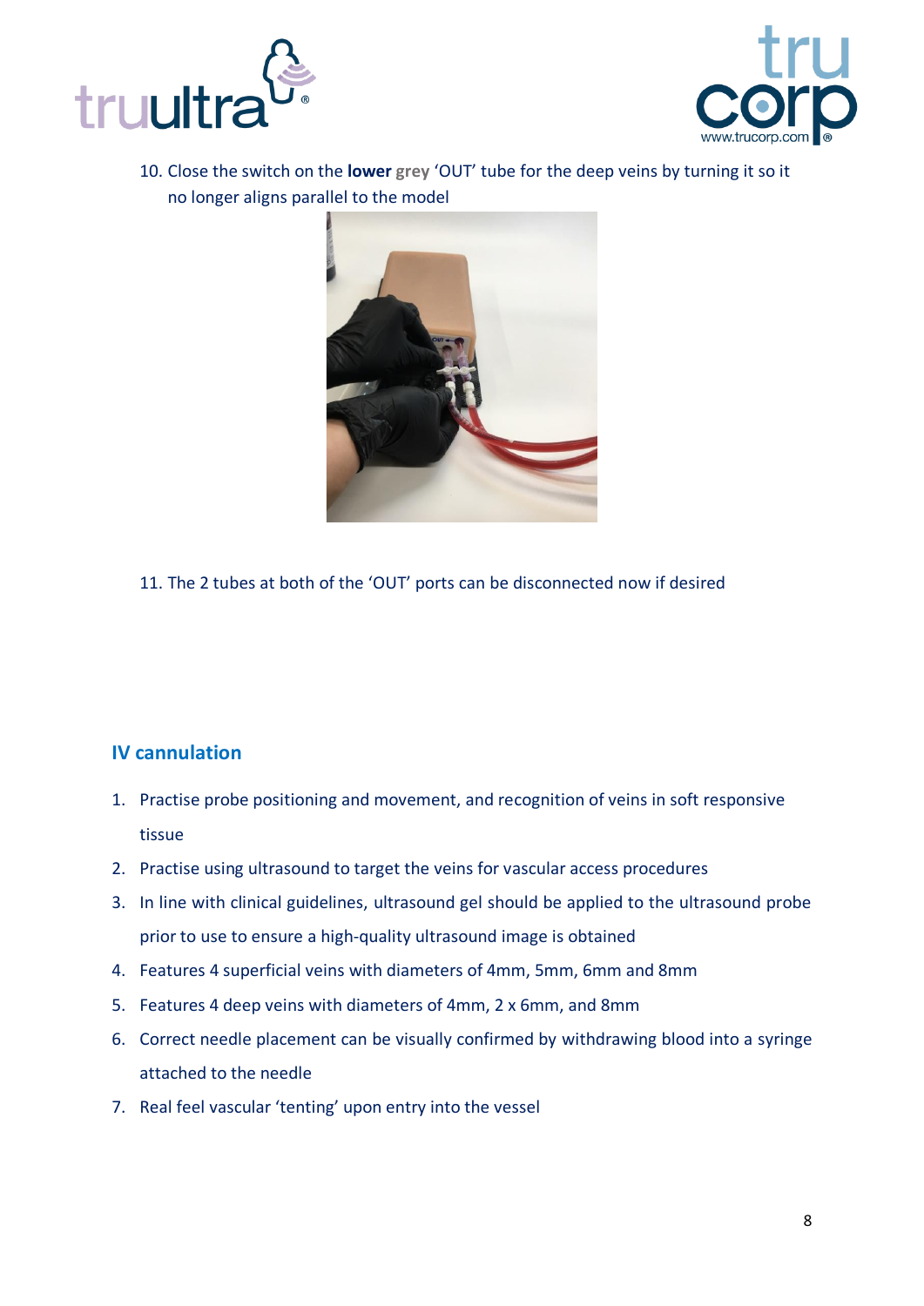10. Close the switch on the **lower grey** 'OUT' tube for the deep veins by turning it so it no longer aligns parallel to the model

11. The 2 tubes at both of the 'OUT' ports can be disconnected now if desired

## IV cannulation

1. Practise probe positioning and movement, and recognition of veins in soft responsive tissue
2. Practise using ultrasound to target the veins for vascular access procedures
3. In line with clinical guidelines, ultrasound gel should be applied to the ultrasound probe prior to use to ensure a high-quality ultrasound image is obtained
4. Features 4 superficial veins with diameters of 4mm, 5mm, 6mm and 8mm
5. Features 4 deep veins with diameters of 4mm, 2 x 6mm, and 8mm
6. Correct needle placement can be visually confirmed by withdrawing blood into a syringe attached to the needle
7. Real feel vascular 'tenting' upon entry into the vessel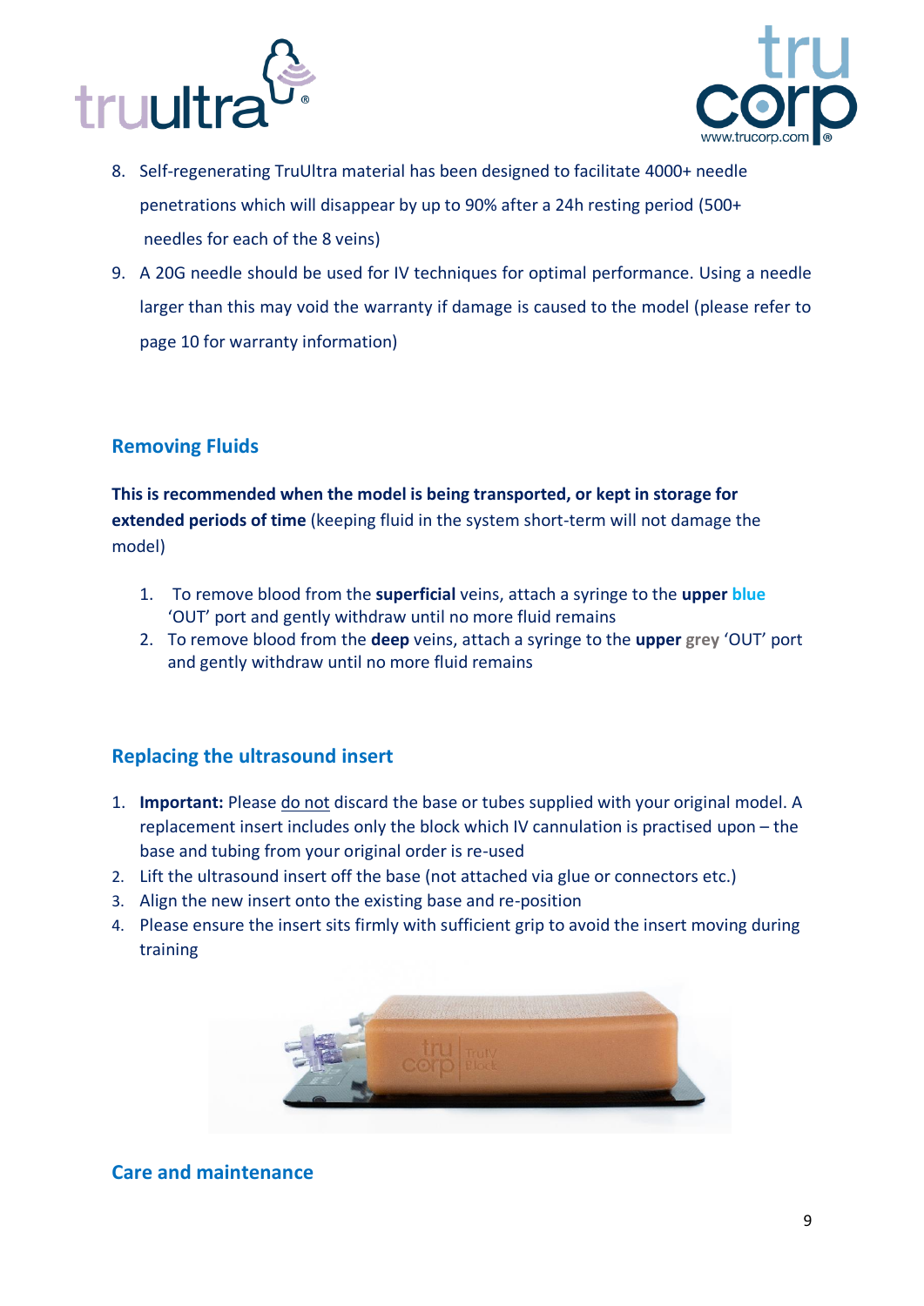8. Self-regenerating TruUltra material has been designed to facilitate 4000+ needle penetrations which will disappear by up to 90% after a 24h resting period (500+ needles for each of the 8 veins)
9. A 20G needle should be used for IV techniques for optimal performance. Using a needle larger than this may void the warranty if damage is caused to the model (please refer to page 10 for warranty information)

## Removing Fluids

**This is recommended when the model is being transported, or kept in storage for extended periods of time** (keeping fluid in the system short-term will not damage the model)

1. To remove blood from the **superficial** veins, attach a syringe to the **upper blue** 'OUT' port and gently withdraw until no more fluid remains
2. To remove blood from the **deep** veins, attach a syringe to the **upper grey** 'OUT' port and gently withdraw until no more fluid remains

## Replacing the ultrasound insert

1. **Important:** Please do not discard the base or tubes supplied with your original model. A replacement insert includes only the block which IV cannulation is practised upon – the base and tubing from your original order is re-used
2. Lift the ultrasound insert off the base (not attached via glue or connectors etc.)
3. Align the new insert onto the existing base and re-position
4. Please ensure the insert sits firmly with sufficient grip to avoid the insert moving during training

## Care and maintenance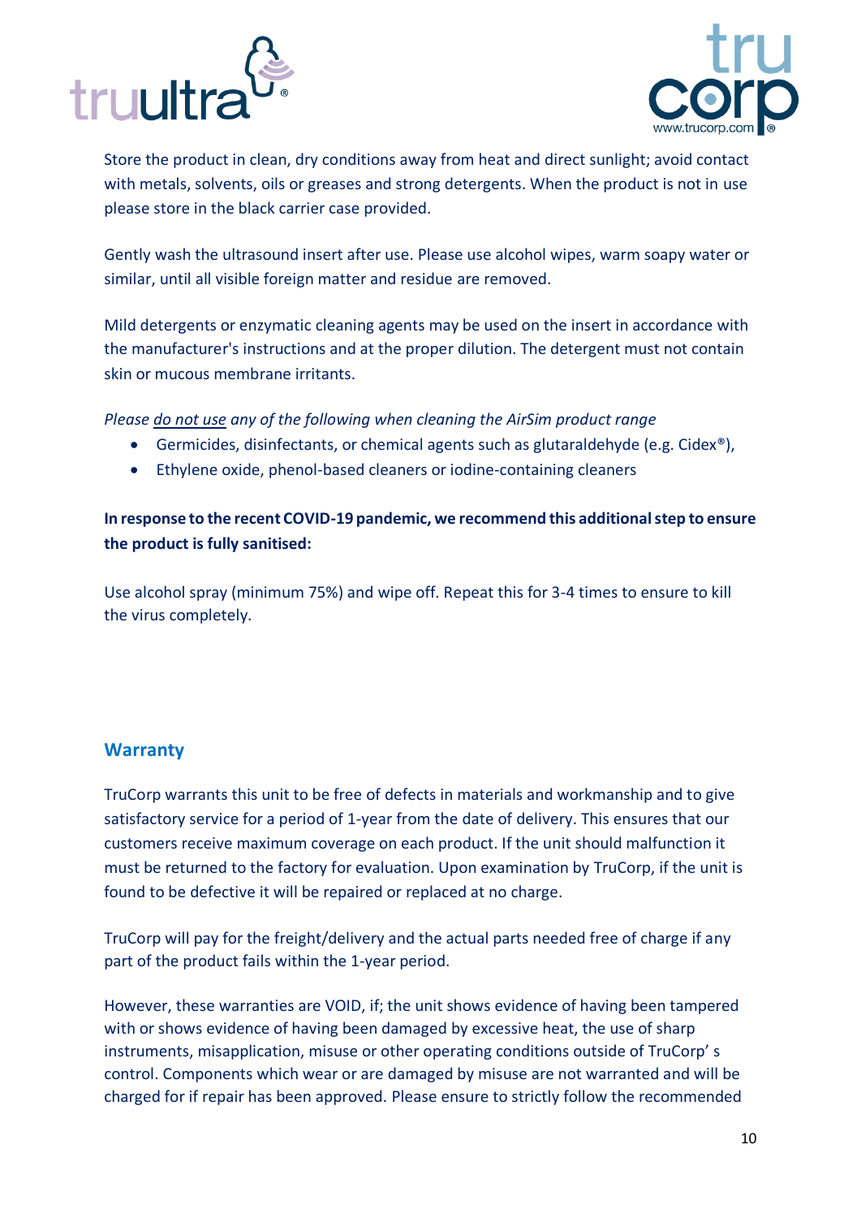Store the product in clean, dry conditions away from heat and direct sunlight; avoid contact with metals, solvents, oils or greases and strong detergents. When the product is not in use please store in the black carrier case provided.

Gently wash the ultrasound insert after use. Please use alcohol wipes, warm soapy water or similar, until all visible foreign matter and residue are removed.

Mild detergents or enzymatic cleaning agents may be used on the insert in accordance with the manufacturer's instructions and at the proper dilution. The detergent must not contain skin or mucous membrane irritants.

*Please <u>do not use</u> any of the following when cleaning the AirSim product range*

- Germicides, disinfectants, or chemical agents such as glutaraldehyde (e.g. Cidex®),
- Ethylene oxide, phenol-based cleaners or iodine-containing cleaners

**In response to the recent COVID-19 pandemic, we recommend this additional step to ensure the product is fully sanitised:**

Use alcohol spray (minimum 75%) and wipe off. Repeat this for 3-4 times to ensure to kill the virus completely.

## Warranty

TruCorp warrants this unit to be free of defects in materials and workmanship and to give satisfactory service for a period of 1-year from the date of delivery. This ensures that our customers receive maximum coverage on each product. If the unit should malfunction it must be returned to the factory for evaluation. Upon examination by TruCorp, if the unit is found to be defective it will be repaired or replaced at no charge.

TruCorp will pay for the freight/delivery and the actual parts needed free of charge if any part of the product fails within the 1-year period.

However, these warranties are VOID, if; the unit shows evidence of having been tampered with or shows evidence of having been damaged by excessive heat, the use of sharp instruments, misapplication, misuse or other operating conditions outside of TruCorp' s control. Components which wear or are damaged by misuse are not warranted and will be charged for if repair has been approved. Please ensure to strictly follow the recommended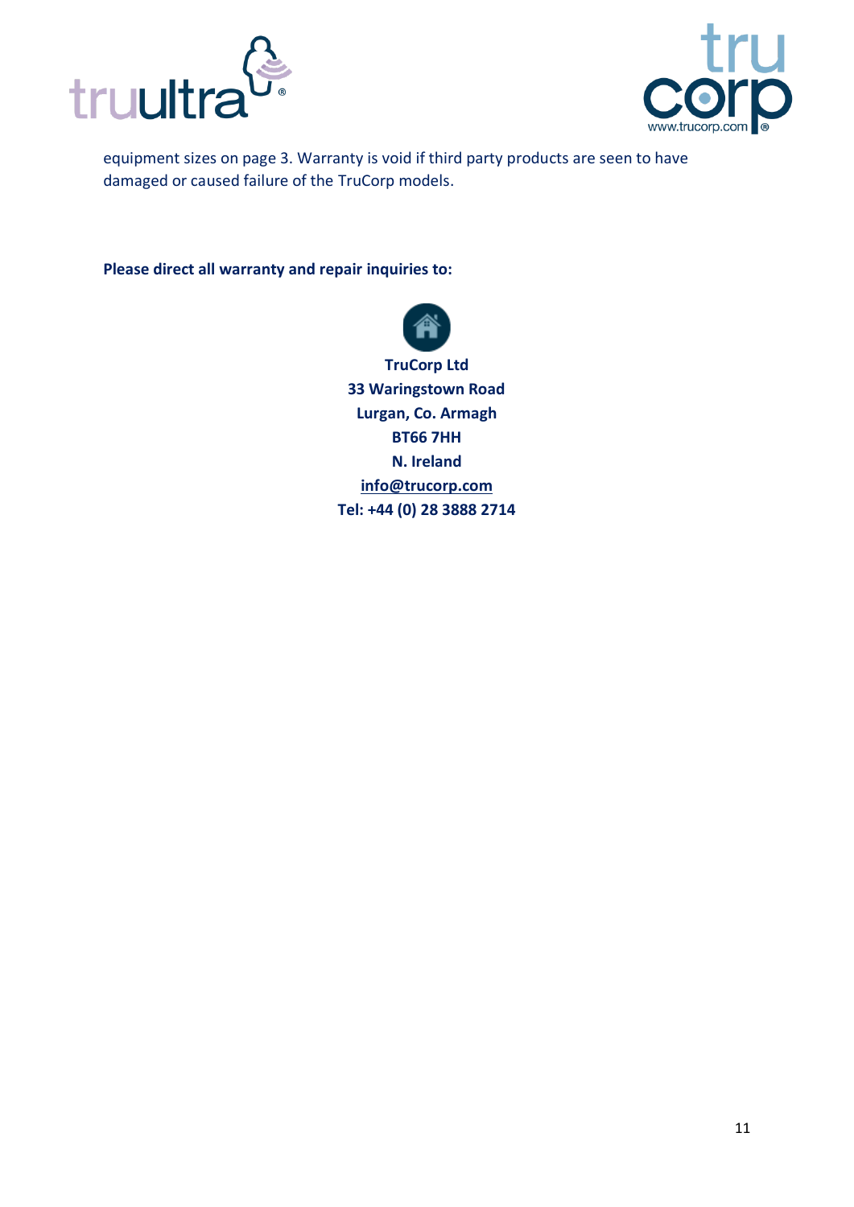equipment sizes on page 3. Warranty is void if third party products are seen to have damaged or caused failure of the TruCorp models.

**Please direct all warranty and repair inquiries to:**

**TruCorp Ltd**
**33 Waringstown Road**
**Lurgan, Co. Armagh**
**BT66 7HH**
**N. Ireland**
**info@trucorp.com**
**Tel: +44 (0) 28 3888 2714**